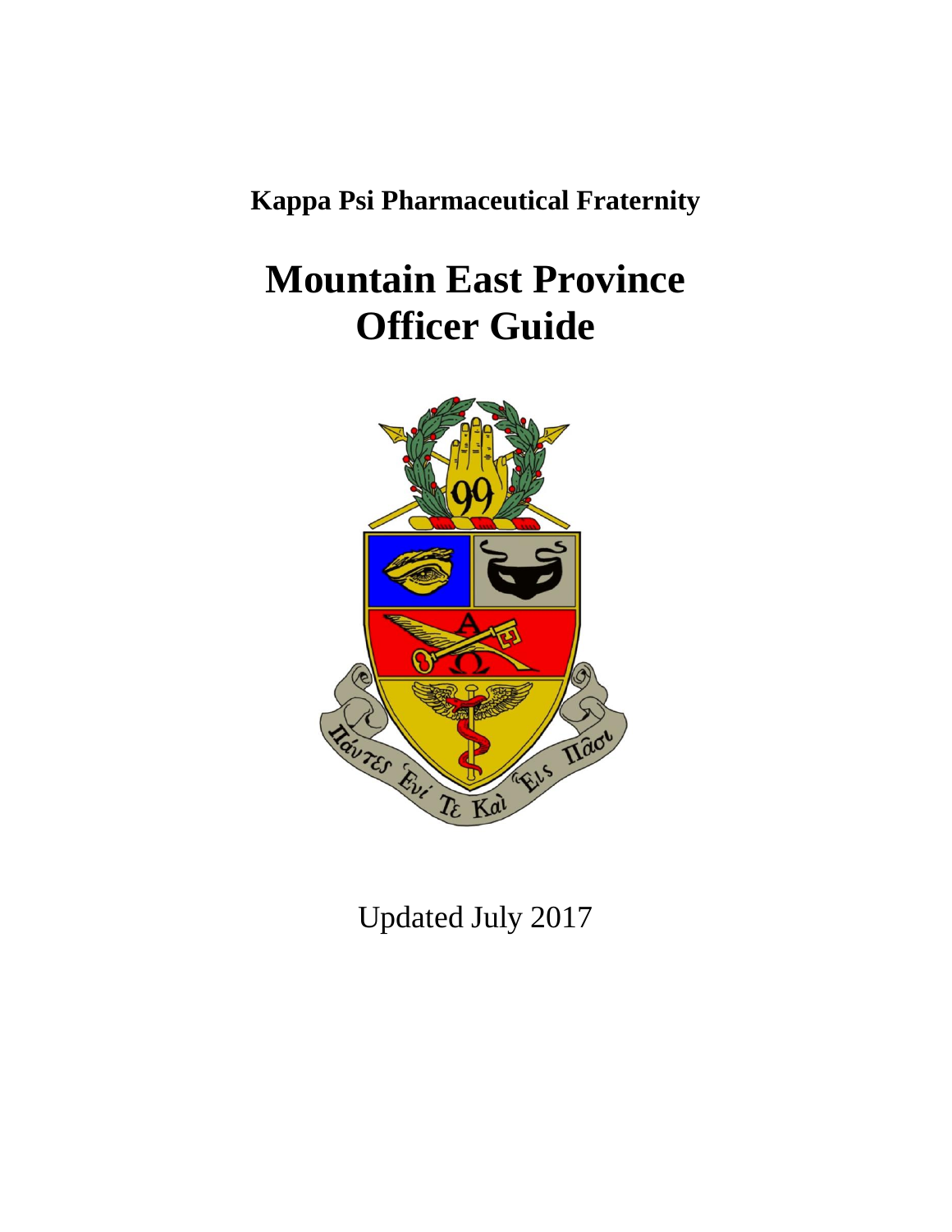**Kappa Psi Pharmaceutical Fraternity**

# Mountain East Province Officer Guide

Updated July 2017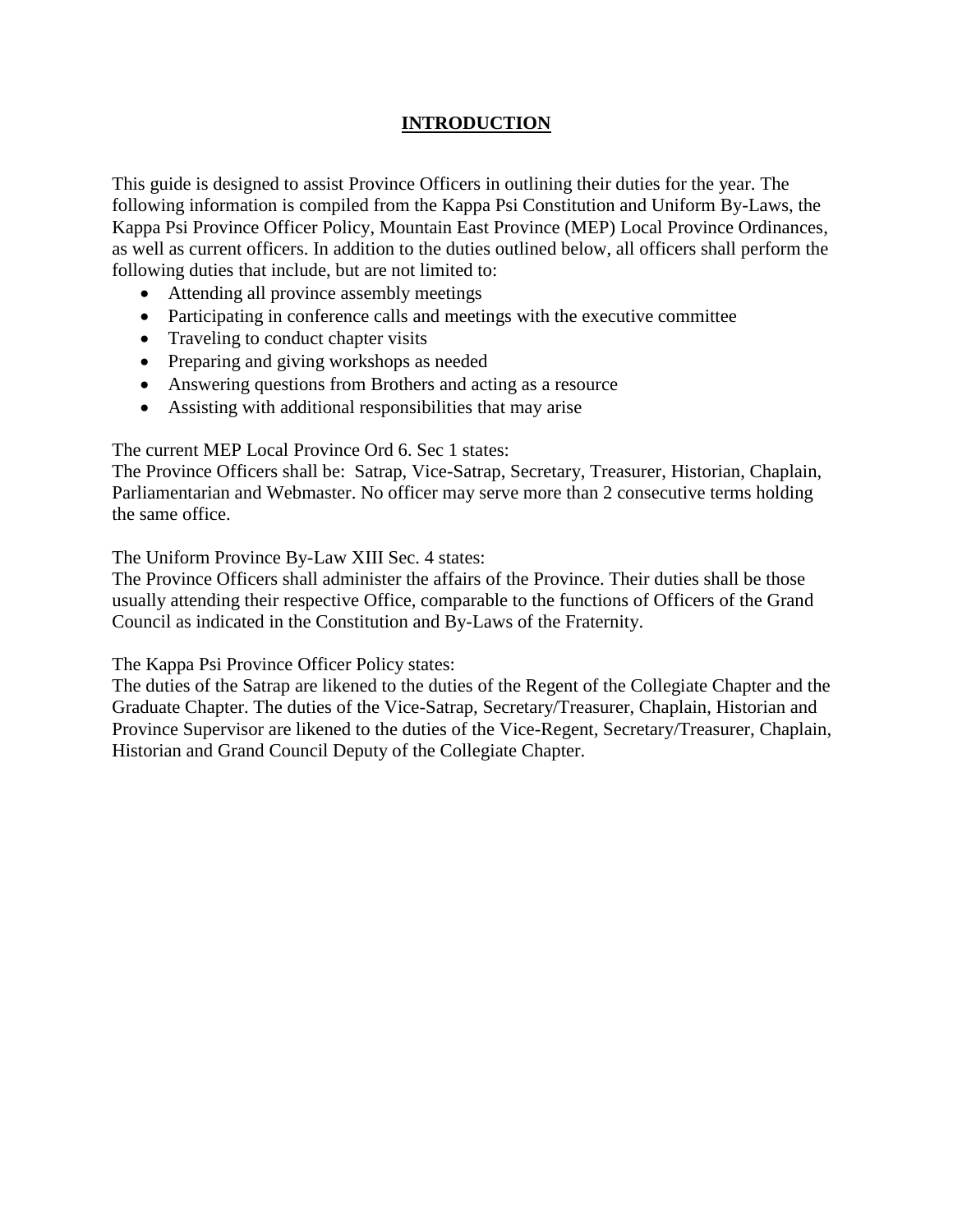# INTRODUCTION

This guide is designed to assist Province Officers in outlining their duties for the year. The following information is compiled from the Kappa Psi Constitution and Uniform By-Laws, the Kappa Psi Province Officer Policy, Mountain East Province (MEP) Local Province Ordinances, as well as current officers. In addition to the duties outlined below, all officers shall perform the following duties that include, but are not limited to:

- Attending all province assembly meetings
- Participating in conference calls and meetings with the executive committee
- Traveling to conduct chapter visits
- Preparing and giving workshops as needed
- Answering questions from Brothers and acting as a resource
- Assisting with additional responsibilities that may arise

The current MEP Local Province Ord 6. Sec 1 states:
The Province Officers shall be: Satrap, Vice-Satrap, Secretary, Treasurer, Historian, Chaplain, Parliamentarian and Webmaster. No officer may serve more than 2 consecutive terms holding the same office.

The Uniform Province By-Law XIII Sec. 4 states:
The Province Officers shall administer the affairs of the Province. Their duties shall be those usually attending their respective Office, comparable to the functions of Officers of the Grand Council as indicated in the Constitution and By-Laws of the Fraternity.

The Kappa Psi Province Officer Policy states:
The duties of the Satrap are likened to the duties of the Regent of the Collegiate Chapter and the Graduate Chapter. The duties of the Vice-Satrap, Secretary/Treasurer, Chaplain, Historian and Province Supervisor are likened to the duties of the Vice-Regent, Secretary/Treasurer, Chaplain, Historian and Grand Council Deputy of the Collegiate Chapter.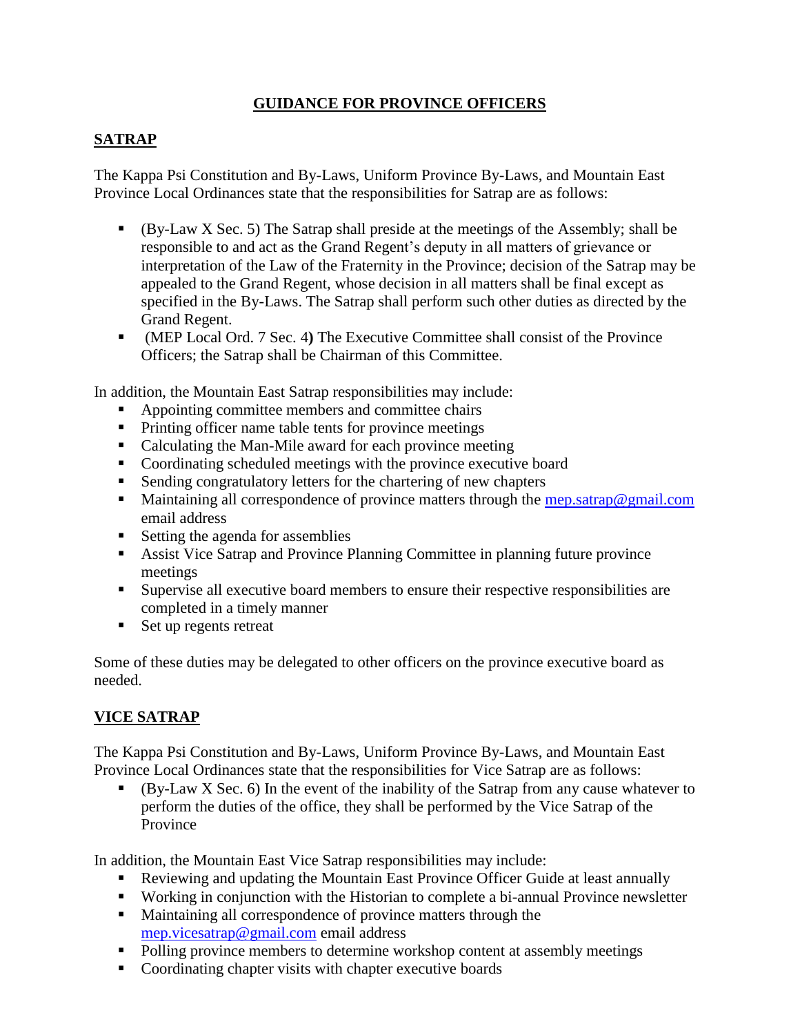# GUIDANCE FOR PROVINCE OFFICERS

## SATRAP

The Kappa Psi Constitution and By-Laws, Uniform Province By-Laws, and Mountain East Province Local Ordinances state that the responsibilities for Satrap are as follows:

- (By-Law X Sec. 5) The Satrap shall preside at the meetings of the Assembly; shall be responsible to and act as the Grand Regent's deputy in all matters of grievance or interpretation of the Law of the Fraternity in the Province; decision of the Satrap may be appealed to the Grand Regent, whose decision in all matters shall be final except as specified in the By-Laws. The Satrap shall perform such other duties as directed by the Grand Regent.
- (MEP Local Ord. 7 Sec. 4**)** The Executive Committee shall consist of the Province Officers; the Satrap shall be Chairman of this Committee.

In addition, the Mountain East Satrap responsibilities may include:

- Appointing committee members and committee chairs
- Printing officer name table tents for province meetings
- Calculating the Man-Mile award for each province meeting
- Coordinating scheduled meetings with the province executive board
- Sending congratulatory letters for the chartering of new chapters
- Maintaining all correspondence of province matters through the mep.satrap@gmail.com email address
- Setting the agenda for assemblies
- Assist Vice Satrap and Province Planning Committee in planning future province meetings
- Supervise all executive board members to ensure their respective responsibilities are completed in a timely manner
- Set up regents retreat

Some of these duties may be delegated to other officers on the province executive board as needed.

## VICE SATRAP

The Kappa Psi Constitution and By-Laws, Uniform Province By-Laws, and Mountain East Province Local Ordinances state that the responsibilities for Vice Satrap are as follows:

- (By-Law X Sec. 6) In the event of the inability of the Satrap from any cause whatever to perform the duties of the office, they shall be performed by the Vice Satrap of the Province

In addition, the Mountain East Vice Satrap responsibilities may include:

- Reviewing and updating the Mountain East Province Officer Guide at least annually
- Working in conjunction with the Historian to complete a bi-annual Province newsletter
- Maintaining all correspondence of province matters through the mep.vicesatrap@gmail.com email address
- Polling province members to determine workshop content at assembly meetings
- Coordinating chapter visits with chapter executive boards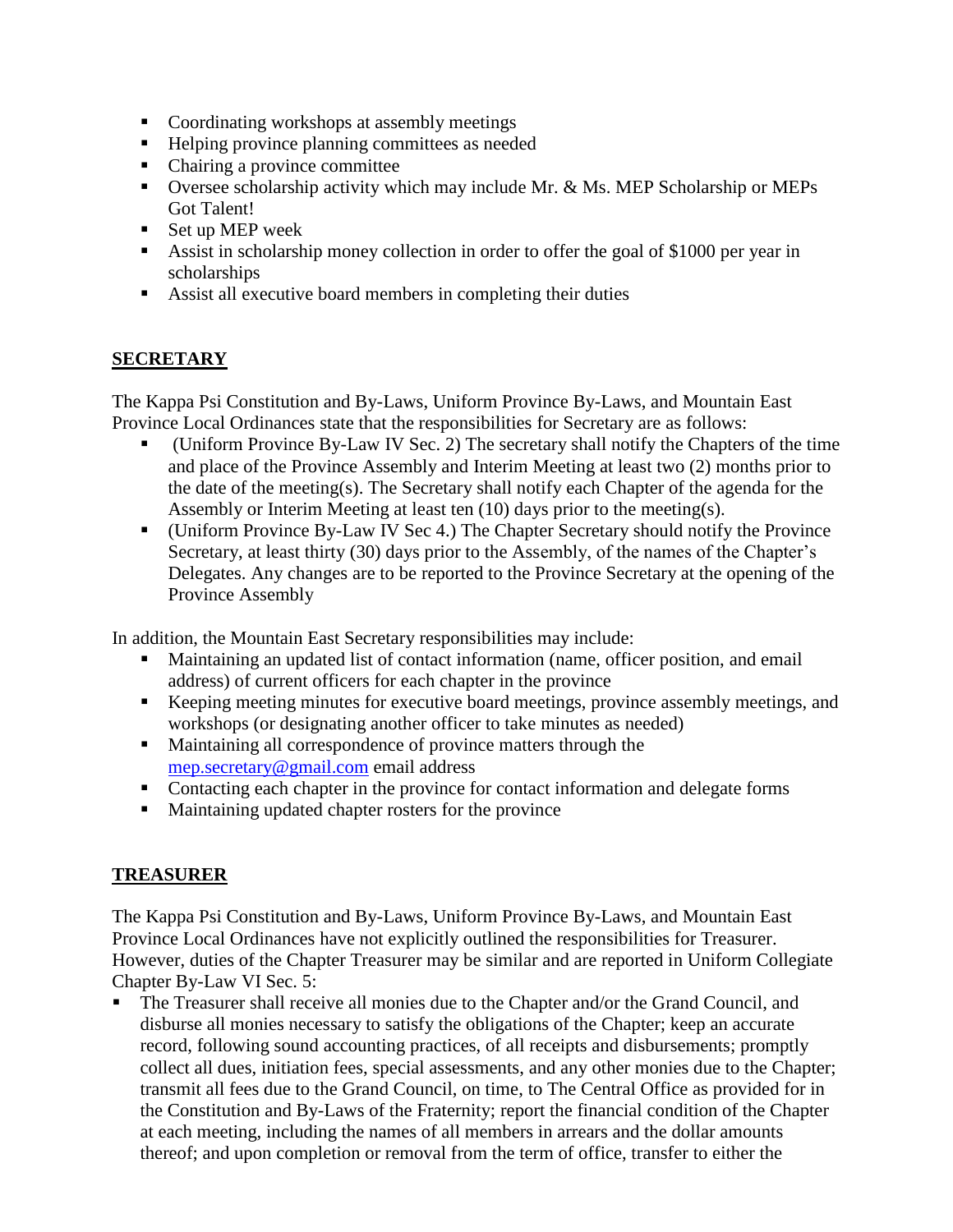- Coordinating workshops at assembly meetings
- Helping province planning committees as needed
- Chairing a province committee
- Oversee scholarship activity which may include Mr. & Ms. MEP Scholarship or MEPs Got Talent!
- Set up MEP week
- Assist in scholarship money collection in order to offer the goal of $1000 per year in scholarships
- Assist all executive board members in completing their duties

## **SECRETARY**

The Kappa Psi Constitution and By-Laws, Uniform Province By-Laws, and Mountain East Province Local Ordinances state that the responsibilities for Secretary are as follows:

- (Uniform Province By-Law IV Sec. 2) The secretary shall notify the Chapters of the time and place of the Province Assembly and Interim Meeting at least two (2) months prior to the date of the meeting(s). The Secretary shall notify each Chapter of the agenda for the Assembly or Interim Meeting at least ten (10) days prior to the meeting(s).
- (Uniform Province By-Law IV Sec 4.) The Chapter Secretary should notify the Province Secretary, at least thirty (30) days prior to the Assembly, of the names of the Chapter's Delegates. Any changes are to be reported to the Province Secretary at the opening of the Province Assembly

In addition, the Mountain East Secretary responsibilities may include:

- Maintaining an updated list of contact information (name, officer position, and email address) of current officers for each chapter in the province
- Keeping meeting minutes for executive board meetings, province assembly meetings, and workshops (or designating another officer to take minutes as needed)
- Maintaining all correspondence of province matters through the mep.secretary@gmail.com email address
- Contacting each chapter in the province for contact information and delegate forms
- Maintaining updated chapter rosters for the province

## **TREASURER**

The Kappa Psi Constitution and By-Laws, Uniform Province By-Laws, and Mountain East Province Local Ordinances have not explicitly outlined the responsibilities for Treasurer. However, duties of the Chapter Treasurer may be similar and are reported in Uniform Collegiate Chapter By-Law VI Sec. 5:

- The Treasurer shall receive all monies due to the Chapter and/or the Grand Council, and disburse all monies necessary to satisfy the obligations of the Chapter; keep an accurate record, following sound accounting practices, of all receipts and disbursements; promptly collect all dues, initiation fees, special assessments, and any other monies due to the Chapter; transmit all fees due to the Grand Council, on time, to The Central Office as provided for in the Constitution and By-Laws of the Fraternity; report the financial condition of the Chapter at each meeting, including the names of all members in arrears and the dollar amounts thereof; and upon completion or removal from the term of office, transfer to either the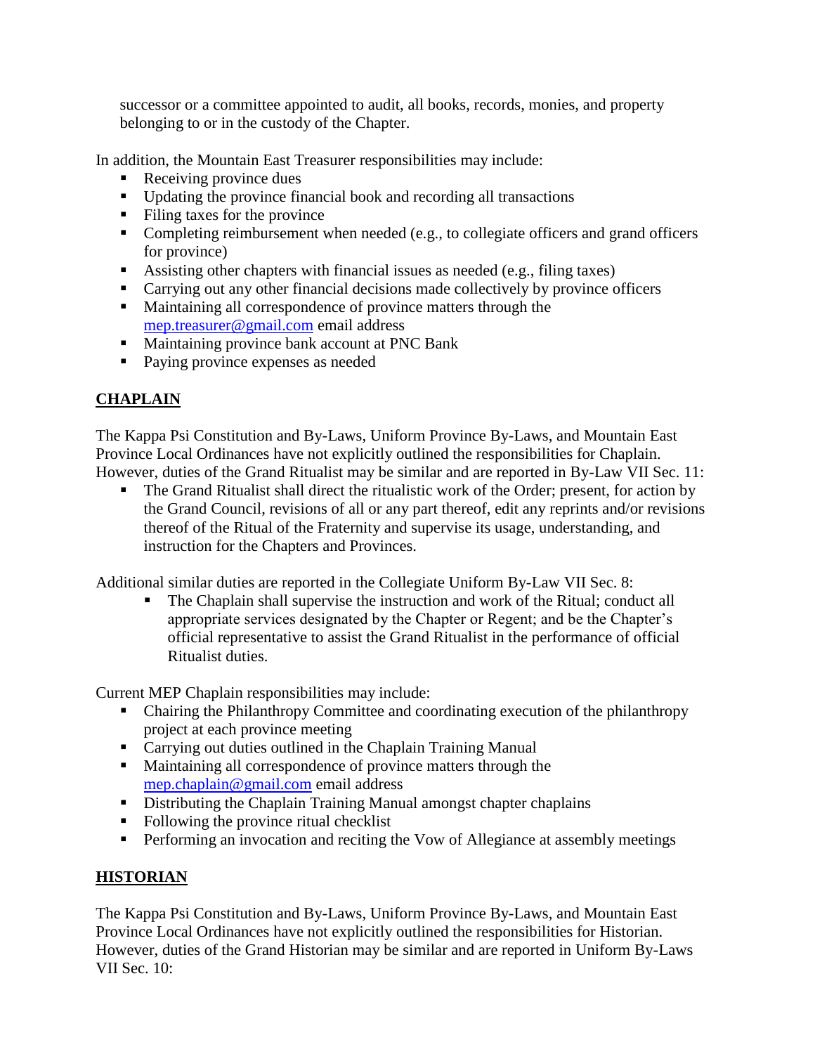successor or a committee appointed to audit, all books, records, monies, and property belonging to or in the custody of the Chapter.

In addition, the Mountain East Treasurer responsibilities may include:

- Receiving province dues
- Updating the province financial book and recording all transactions
- Filing taxes for the province
- Completing reimbursement when needed (e.g., to collegiate officers and grand officers for province)
- Assisting other chapters with financial issues as needed (e.g., filing taxes)
- Carrying out any other financial decisions made collectively by province officers
- Maintaining all correspondence of province matters through the mep.treasurer@gmail.com email address
- Maintaining province bank account at PNC Bank
- Paying province expenses as needed

## CHAPLAIN

The Kappa Psi Constitution and By-Laws, Uniform Province By-Laws, and Mountain East Province Local Ordinances have not explicitly outlined the responsibilities for Chaplain. However, duties of the Grand Ritualist may be similar and are reported in By-Law VII Sec. 11:

- The Grand Ritualist shall direct the ritualistic work of the Order; present, for action by the Grand Council, revisions of all or any part thereof, edit any reprints and/or revisions thereof of the Ritual of the Fraternity and supervise its usage, understanding, and instruction for the Chapters and Provinces.

Additional similar duties are reported in the Collegiate Uniform By-Law VII Sec. 8:

- The Chaplain shall supervise the instruction and work of the Ritual; conduct all appropriate services designated by the Chapter or Regent; and be the Chapter's official representative to assist the Grand Ritualist in the performance of official Ritualist duties.

Current MEP Chaplain responsibilities may include:

- Chairing the Philanthropy Committee and coordinating execution of the philanthropy project at each province meeting
- Carrying out duties outlined in the Chaplain Training Manual
- Maintaining all correspondence of province matters through the mep.chaplain@gmail.com email address
- Distributing the Chaplain Training Manual amongst chapter chaplains
- Following the province ritual checklist
- Performing an invocation and reciting the Vow of Allegiance at assembly meetings

## HISTORIAN

The Kappa Psi Constitution and By-Laws, Uniform Province By-Laws, and Mountain East Province Local Ordinances have not explicitly outlined the responsibilities for Historian. However, duties of the Grand Historian may be similar and are reported in Uniform By-Laws VII Sec. 10: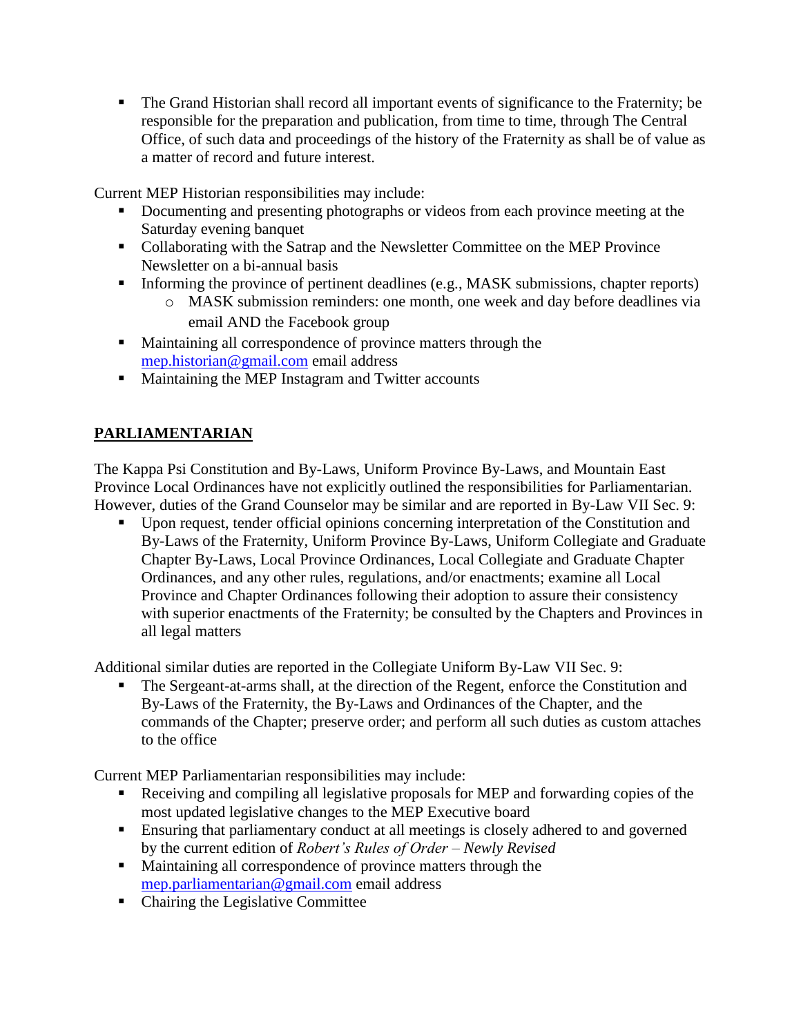- The Grand Historian shall record all important events of significance to the Fraternity; be responsible for the preparation and publication, from time to time, through The Central Office, of such data and proceedings of the history of the Fraternity as shall be of value as a matter of record and future interest.

Current MEP Historian responsibilities may include:

- Documenting and presenting photographs or videos from each province meeting at the Saturday evening banquet
- Collaborating with the Satrap and the Newsletter Committee on the MEP Province Newsletter on a bi-annual basis
- Informing the province of pertinent deadlines (e.g., MASK submissions, chapter reports)
    - MASK submission reminders: one month, one week and day before deadlines via email AND the Facebook group
- Maintaining all correspondence of province matters through the mep.historian@gmail.com email address
- Maintaining the MEP Instagram and Twitter accounts

## PARLIAMENTARIAN

The Kappa Psi Constitution and By-Laws, Uniform Province By-Laws, and Mountain East Province Local Ordinances have not explicitly outlined the responsibilities for Parliamentarian. However, duties of the Grand Counselor may be similar and are reported in By-Law VII Sec. 9:

- Upon request, tender official opinions concerning interpretation of the Constitution and By-Laws of the Fraternity, Uniform Province By-Laws, Uniform Collegiate and Graduate Chapter By-Laws, Local Province Ordinances, Local Collegiate and Graduate Chapter Ordinances, and any other rules, regulations, and/or enactments; examine all Local Province and Chapter Ordinances following their adoption to assure their consistency with superior enactments of the Fraternity; be consulted by the Chapters and Provinces in all legal matters

Additional similar duties are reported in the Collegiate Uniform By-Law VII Sec. 9:

- The Sergeant-at-arms shall, at the direction of the Regent, enforce the Constitution and By-Laws of the Fraternity, the By-Laws and Ordinances of the Chapter, and the commands of the Chapter; preserve order; and perform all such duties as custom attaches to the office

Current MEP Parliamentarian responsibilities may include:

- Receiving and compiling all legislative proposals for MEP and forwarding copies of the most updated legislative changes to the MEP Executive board
- Ensuring that parliamentary conduct at all meetings is closely adhered to and governed by the current edition of *Robert's Rules of Order – Newly Revised*
- Maintaining all correspondence of province matters through the mep.parliamentarian@gmail.com email address
- Chairing the Legislative Committee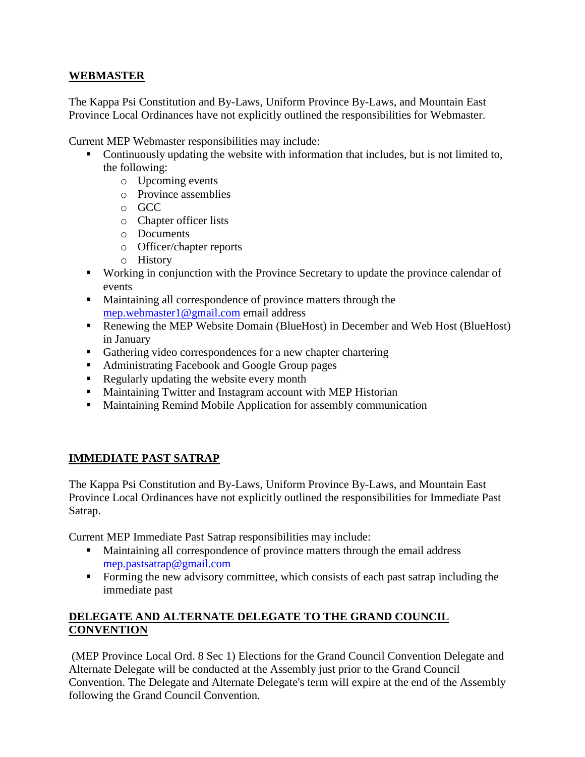## WEBMASTER

The Kappa Psi Constitution and By-Laws, Uniform Province By-Laws, and Mountain East Province Local Ordinances have not explicitly outlined the responsibilities for Webmaster.

Current MEP Webmaster responsibilities may include:

- Continuously updating the website with information that includes, but is not limited to, the following:
  - Upcoming events
  - Province assemblies
  - GCC
  - Chapter officer lists
  - Documents
  - Officer/chapter reports
  - History
- Working in conjunction with the Province Secretary to update the province calendar of events
- Maintaining all correspondence of province matters through the mep.webmaster1@gmail.com email address
- Renewing the MEP Website Domain (BlueHost) in December and Web Host (BlueHost) in January
- Gathering video correspondences for a new chapter chartering
- Administrating Facebook and Google Group pages
- Regularly updating the website every month
- Maintaining Twitter and Instagram account with MEP Historian
- Maintaining Remind Mobile Application for assembly communication

## IMMEDIATE PAST SATRAP

The Kappa Psi Constitution and By-Laws, Uniform Province By-Laws, and Mountain East Province Local Ordinances have not explicitly outlined the responsibilities for Immediate Past Satrap.

Current MEP Immediate Past Satrap responsibilities may include:

- Maintaining all correspondence of province matters through the email address mep.pastsatrap@gmail.com
- Forming the new advisory committee, which consists of each past satrap including the immediate past

## DELEGATE AND ALTERNATE DELEGATE TO THE GRAND COUNCIL CONVENTION

(MEP Province Local Ord. 8 Sec 1) Elections for the Grand Council Convention Delegate and Alternate Delegate will be conducted at the Assembly just prior to the Grand Council Convention. The Delegate and Alternate Delegate's term will expire at the end of the Assembly following the Grand Council Convention.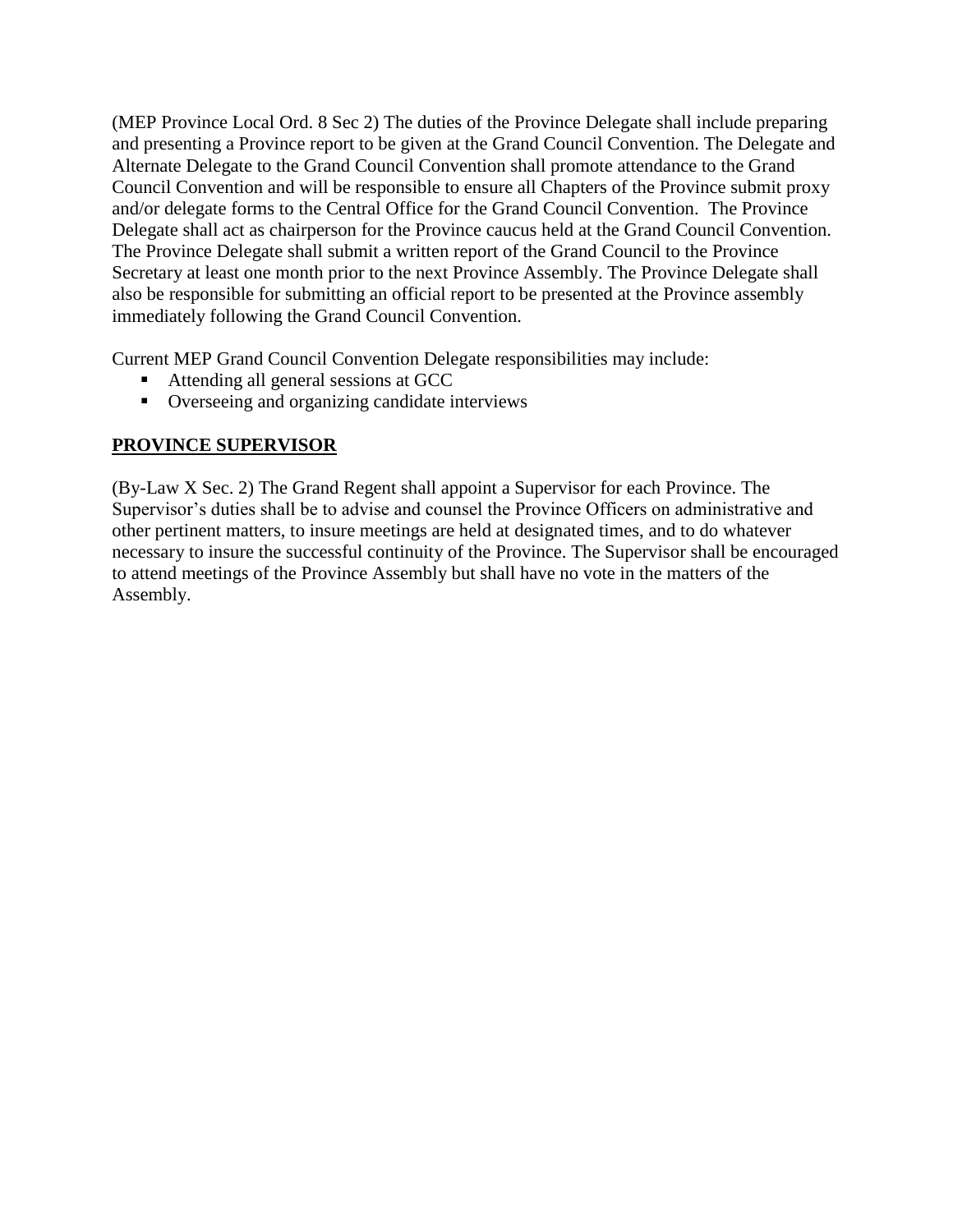(MEP Province Local Ord. 8 Sec 2) The duties of the Province Delegate shall include preparing and presenting a Province report to be given at the Grand Council Convention. The Delegate and Alternate Delegate to the Grand Council Convention shall promote attendance to the Grand Council Convention and will be responsible to ensure all Chapters of the Province submit proxy and/or delegate forms to the Central Office for the Grand Council Convention. The Province Delegate shall act as chairperson for the Province caucus held at the Grand Council Convention. The Province Delegate shall submit a written report of the Grand Council to the Province Secretary at least one month prior to the next Province Assembly. The Province Delegate shall also be responsible for submitting an official report to be presented at the Province assembly immediately following the Grand Council Convention.

Current MEP Grand Council Convention Delegate responsibilities may include:

- Attending all general sessions at GCC
- Overseeing and organizing candidate interviews

## PROVINCE SUPERVISOR

(By-Law X Sec. 2) The Grand Regent shall appoint a Supervisor for each Province. The Supervisor's duties shall be to advise and counsel the Province Officers on administrative and other pertinent matters, to insure meetings are held at designated times, and to do whatever necessary to insure the successful continuity of the Province. The Supervisor shall be encouraged to attend meetings of the Province Assembly but shall have no vote in the matters of the Assembly.